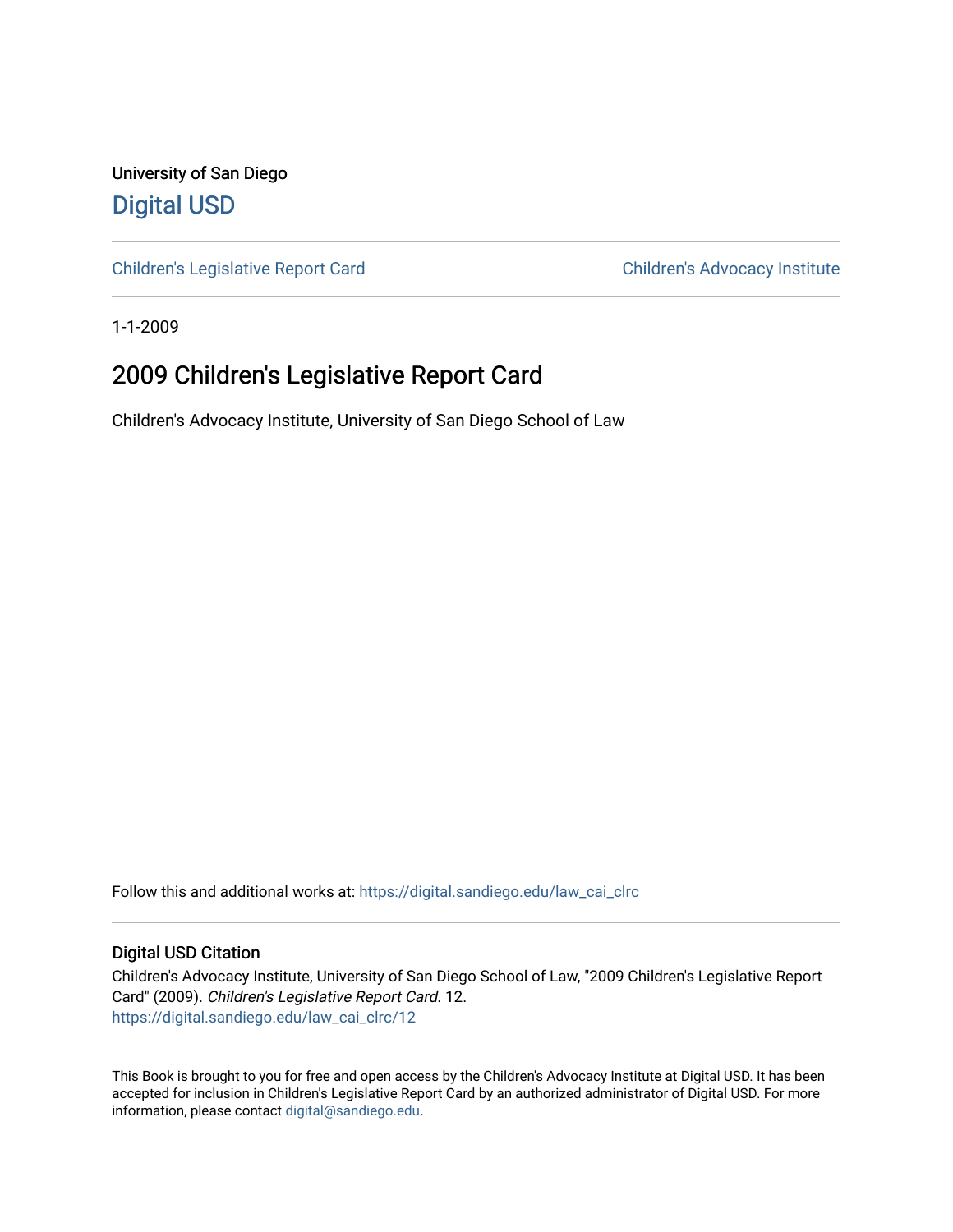University of San Diego

# Digital USD

Children's Legislative Report Card | Children's Advocacy Institute

1-1-2009

## 2009 Children's Legislative Report Card

Children's Advocacy Institute, University of San Diego School of Law

Follow this and additional works at: https://digital.sandiego.edu/law_cai_clrc

### Digital USD Citation

Children's Advocacy Institute, University of San Diego School of Law, "2009 Children's Legislative Report Card" (2009). *Children's Legislative Report Card*. 12.
https://digital.sandiego.edu/law_cai_clrc/12

This Book is brought to you for free and open access by the Children's Advocacy Institute at Digital USD. It has been accepted for inclusion in Children's Legislative Report Card by an authorized administrator of Digital USD. For more information, please contact digital@sandiego.edu.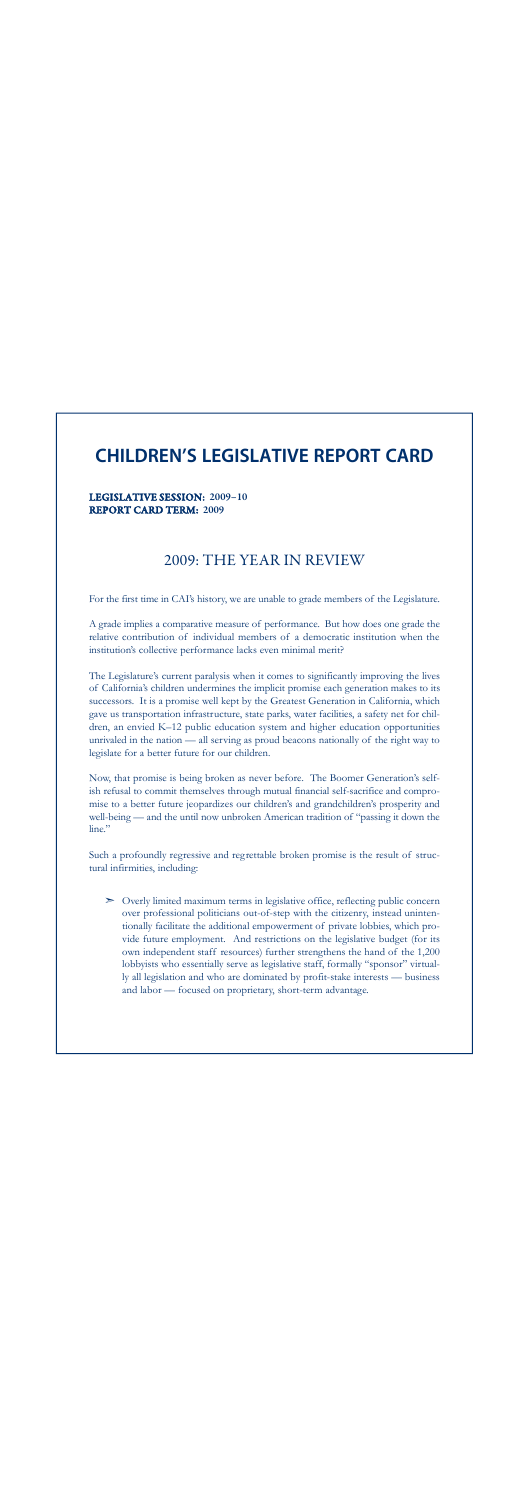# CHILDREN'S LEGISLATIVE REPORT CARD

**LEGISLATIVE SESSION: 2009–10**
**REPORT CARD TERM: 2009**

## 2009: THE YEAR IN REVIEW

For the first time in CAI's history, we are unable to grade members of the Legislature.

A grade implies a comparative measure of performance. But how does one grade the relative contribution of individual members of a democratic institution when the institution's collective performance lacks even minimal merit?

The Legislature's current paralysis when it comes to significantly improving the lives of California's children undermines the implicit promise each generation makes to its successors. It is a promise well kept by the Greatest Generation in California, which gave us transportation infrastructure, state parks, water facilities, a safety net for children, an envied K–12 public education system and higher education opportunities unrivaled in the nation — all serving as proud beacons nationally of the right way to legislate for a better future for our children.

Now, that promise is being broken as never before. The Boomer Generation's selfish refusal to commit themselves through mutual financial self-sacrifice and compromise to a better future jeopardizes our children's and grandchildren's prosperity and well-being — and the until now unbroken American tradition of "passing it down the line."

Such a profoundly regressive and regrettable broken promise is the result of structural infirmities, including:

- Overly limited maximum terms in legislative office, reflecting public concern over professional politicians out-of-step with the citizenry, instead unintentionally facilitate the additional empowerment of private lobbies, which provide future employment. And restrictions on the legislative budget (for its own independent staff resources) further strengthens the hand of the 1,200 lobbyists who essentially serve as legislative staff, formally "sponsor" virtually all legislation and who are dominated by profit-stake interests — business and labor — focused on proprietary, short-term advantage.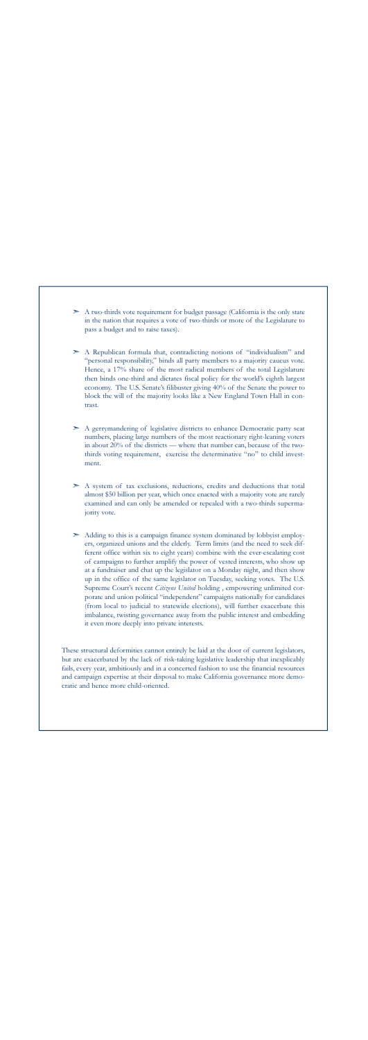- A two-thirds vote requirement for budget passage (California is the only state in the nation that requires a vote of two-thirds or more of the Legislature to pass a budget and to raise taxes).

- A Republican formula that, contradicting notions of "individualism" and "personal responsibility," binds all party members to a majority caucus vote. Hence, a 17% share of the most radical members of the total Legislature then binds one-third and dictates fiscal policy for the world's eighth largest economy. The U.S. Senate's filibuster giving 40% of the Senate the power to block the will of the majority looks like a New England Town Hall in contrast.

- A gerrymandering of legislative districts to enhance Democratic party seat numbers, placing large numbers of the most reactionary right-leaning voters in about 20% of the districts — where that number can, because of the two-thirds voting requirement, exercise the determinative "no" to child investment.

- A system of tax exclusions, reductions, credits and deductions that total almost $50 billion per year, which once enacted with a majority vote are rarely examined and can only be amended or repealed with a two-thirds supermajority vote.

- Adding to this is a campaign finance system dominated by lobbyist employers, organized unions and the elderly. Term limits (and the need to seek different office within six to eight years) combine with the ever-escalating cost of campaigns to further amplify the power of vested interests, who show up at a fundraiser and chat up the legislator on a Monday night, and then show up in the office of the same legislator on Tuesday, seeking votes. The U.S. Supreme Court's recent *Citizens United* holding , empowering unlimited corporate and union political "independent" campaigns nationally for candidates (from local to judicial to statewide elections), will further exacerbate this imbalance, twisting governance away from the public interest and embedding it even more deeply into private interests.

These structural deformities cannot entirely be laid at the door of current legislators, but are exacerbated by the lack of risk-taking legislative leadership that inexplicably fails, every year, ambitiously and in a concerted fashion to use the financial resources and campaign expertise at their disposal to make California governance more democratic and hence more child-oriented.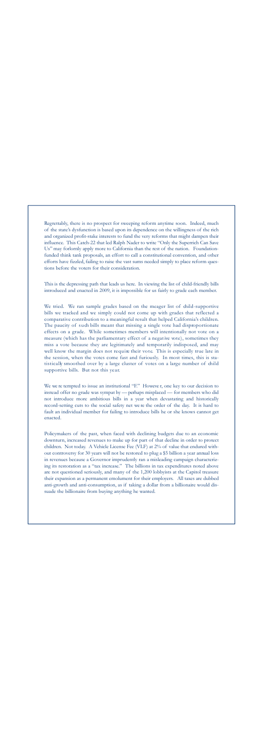Regrettably, there is no prospect for sweeping reform anytime soon. Indeed, much of the state's dysfunction is based upon its dependence on the willingness of the rich and organized profit-stake interests to fund the very reforms that might dampen their influence. This Catch-22 that led Ralph Nader to write "Only the Superrich Can Save Us" may forlornly apply more to California than the rest of the nation. Foundation-funded think tank proposals, an effort to call a constitutional convention, and other efforts have fizzled, failing to raise the vast sums needed simply to place reform questions before the voters for their consideration.

This is the depressing path that leads us here. In viewing the list of child-friendly bills introduced and enacted in 2009, it is impossible for us fairly to grade each member.

We tried. We ran sample grades based on the meager list of child-supportive bills we tracked and we simply could not come up with grades that reflected a comparative contribution to a meaningful result that helped California's children. The paucity of such bills meant that missing a single vote had disproportionate effects on a grade. While sometimes members will intentionally not vote on a measure (which has the parliamentary effect of a negative vote), sometimes they miss a vote because they are legitimately and temporarily indisposed, and may well know the margin does not require their vote. This is especially true late in the session, when the votes come fast and furiously. In most times, this is statistically smoothed over by a large cluster of votes on a large number of child supportive bills. But not this year.

We were tempted to issue an institutional "F." However, one key to our decision to instead offer no grade was sympathy — perhaps misplaced — for members who did not introduce more ambitious bills in a year when devastating and historically record-setting cuts to the social safety net were the order of the day. It is hard to fault an individual member for failing to introduce bills he or she knows cannot get enacted.

Policymakers of the past, when faced with declining budgets due to an economic downturn, increased revenues to make up for part of that decline in order to protect children. Not today. A Vehicle License Fee (VLF) at 2% of value that endured without controversy for 30 years will not be restored to plug a $5 billion a year annual loss in revenues because a Governor imprudently ran a misleading campaign characterizing its restoration as a "tax increase." The billions in tax expenditures noted above are not questioned seriously, and many of the 1,200 lobbyists at the Capitol treasure their expansion as a permanent emolument for their employers. All taxes are dubbed anti-growth and anti-consumption, as if taking a dollar from a billionaire would dissuade the billionaire from buying anything he wanted.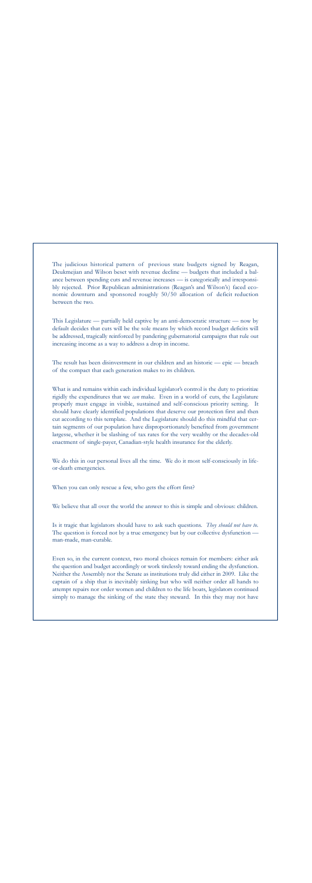The judicious historical pattern of previous state budgets signed by Reagan, Deukmejian and Wilson beset with revenue decline — budgets that included a balance between spending cuts and revenue increases — is categorically and irresponsibly rejected. Prior Republican administrations (Reagan's and Wilson's) faced economic downturn and sponsored roughly 50/50 allocation of deficit reduction between the two.

This Legislature — partially held captive by an anti-democratic structure — now by default decides that cuts will be the sole means by which record budget deficits will be addressed, tragically reinforced by pandering gubernatorial campaigns that rule out increasing income as a way to address a drop in income.

The result has been disinvestment in our children and an historic — epic — breach of the compact that each generation makes to its children.

What is and remains within each individual legislator's control is the duty to prioritize rigidly the expenditures that we *can* make. Even in a world of cuts, the Legislature properly must engage in visible, sustained and self-conscious priority setting. It should have clearly identified populations that deserve our protection first and then cut according to this template. And the Legislature should do this mindful that certain segments of our population have disproportionately benefited from government largesse, whether it be slashing of tax rates for the very wealthy or the decades-old enactment of single-payer, Canadian-style health insurance for the elderly.

We do this in our personal lives all the time. We do it most self-consciously in life-or-death emergencies.

When you can only rescue a few, who gets the effort first?

We believe that all over the world the answer to this is simple and obvious: children.

Is it tragic that legislators should have to ask such questions. *They should not have to.* The question is forced not by a true emergency but by our collective dysfunction — man-made, man-curable.

Even so, in the current context, two moral choices remain for members: either ask the question and budget accordingly or work tirelessly toward ending the dysfunction. Neither the Assembly nor the Senate as institutions truly did either in 2009. Like the captain of a ship that is inevitably sinking but who will neither order all hands to attempt repairs nor order women and children to the life boats, legislators continued simply to manage the sinking of the state they steward. In this they may not have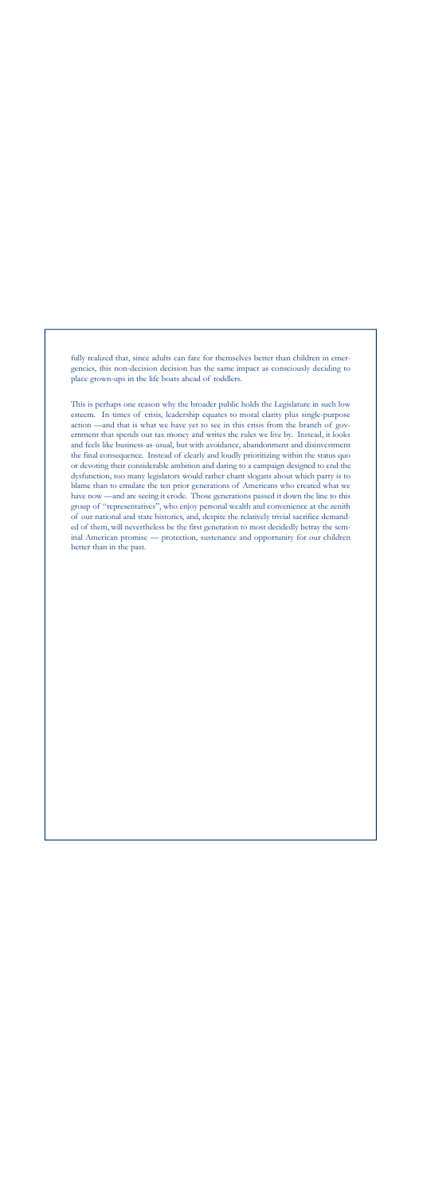fully realized that, since adults can fare for themselves better than children in emergencies, this non-decision decision has the same impact as consciously deciding to place grown-ups in the life boats ahead of toddlers.

This is perhaps one reason why the broader public holds the Legislature in such low esteem. In times of crisis, leadership equates to moral clarity plus single-purpose action —and that is what we have yet to see in this crisis from the branch of government that spends our tax money and writes the rules we live by. Instead, it looks and feels like business-as-usual, but with avoidance, abandonment and disinvestment the final consequence. Instead of clearly and loudly prioritizing within the status quo or devoting their considerable ambition and daring to a campaign designed to end the dysfunction, too many legislators would rather chant slogans about which party is to blame than to emulate the ten prior generations of Americans who created what we have now —and are seeing it erode. Those generations passed it down the line to this group of "representatives", who enjoy personal wealth and convenience at the zenith of our national and state histories, and, despite the relatively trivial sacrifice demanded of them, will nevertheless be the first generation to most decidedly betray the seminal American promise — protection, sustenance and opportunity for our children better than in the past.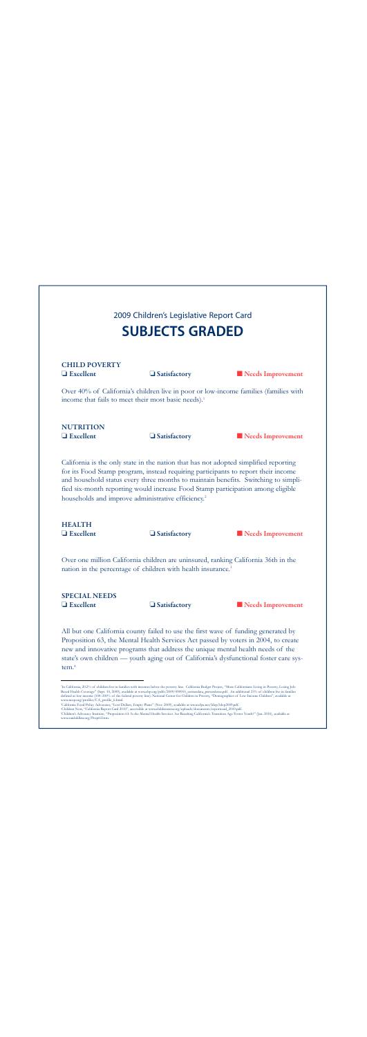2009 Children's Legislative Report Card

# SUBJECTS GRADED

**CHILD POVERTY**

❏ **Excellent** ❏ **Satisfactory** ■ **Needs Improvement**

Over 40% of California's children live in poor or low-income families (families with income that fails to meet their most basic needs).[1]

**NUTRITION**

❏ **Excellent** ❏ **Satisfactory** ■ **Needs Improvement**

California is the only state in the nation that has not adopted simplified reporting for its Food Stamp program, instead requiring participants to report their income and household status every three months to maintain benefits. Switching to simplified six-month reporting would increase Food Stamp participation among eligible households and improve administrative efficiency.[2]

**HEALTH**

❏ **Excellent** ❏ **Satisfactory** ■ **Needs Improvement**

Over one million California children are uninsured, ranking California 36th in the nation in the percentage of children with health insurance.[3]

**SPECIAL NEEDS**

❏ **Excellent** ❏ **Satisfactory** ■ **Needs Improvement**

All but one California county failed to use the first wave of funding generated by Proposition 63, the Mental Health Services Act passed by voters in 2004, to create new and innovative programs that address the unique mental health needs of the state's own children — youth aging out of California's dysfunctional foster care system.[4]

---

[1]In California, 20.2% of children live in families with incomes below the poverty line. California Budget Project, "More Californians Living in Poverty, Losing Job Based Health Coverage" (Sept. 10, 2009), available at www.cbp.org/pdfs/2009/090910_censusdata_pressrelease.pdf. An additional 23% of children live in families defined as low income (100-200% of the federal poverty line). National Center for Children in Poverty, "Demographics of Low-Income Children", available at www.nccp.org/profiles/CA_profile_6.html.

[2]California Food Policy Advocates, "Lost Dollars, Empty Plates" (Nov. 2009), available at www.cfpa.net/ldep/ldep2009.pdf.

[3]Children Now, "California Report Card 2010", accessible at www.childrennow.org/uploads/documents/reportcard_2010.pdf.

[4]Children's Advocacy Institute, "Proposition 63: Is the Mental Health Services Act Reaching California's Transition Age Foster Youth?" (Jan. 2010), available at www.caichildlaw.org/Prop63.htm.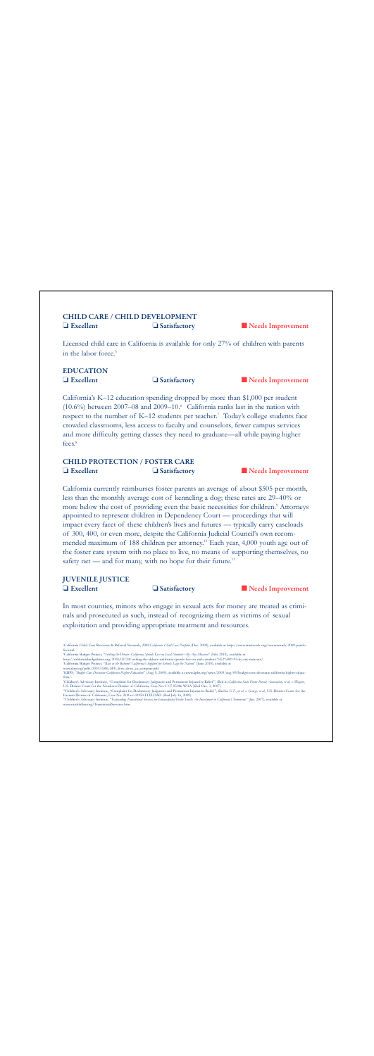## CHILD CARE / CHILD DEVELOPMENT

❑ Excellent ❑ Satisfactory ■ Needs Improvement

Licensed child care in California is available for only 27% of children with parents in the labor force.[5]

## EDUCATION

❑ Excellent ❑ Satisfactory ■ Needs Improvement

California's K–12 education spending dropped by more than $1,000 per student (10.6%) between 2007–08 and 2009–10.[6] California ranks last in the nation with respect to the number of K–12 students per teacher.[7] Today's college students face crowded classrooms, less access to faculty and counselors, fewer campus services and more difficulty getting classes they need to graduate—all while paying higher fees.[8]

## CHILD PROTECTION / FOSTER CARE

❑ Excellent ❑ Satisfactory ■ Needs Improvement

California currently reimburses foster parents an average of about $505 per month, less than the monthly average cost of kenneling a dog; these rates are 29–40% or more below the cost of providing even the basic necessities for children.[9] Attorneys appointed to represent children in Dependency Court — proceedings that will impact every facet of these children's lives and futures — typically carry caseloads of 300, 400, or even more, despite the California Judicial Council's own recommended maximum of 188 children per attorney.[10] Each year, 4,000 youth age out of the foster care system with no place to live, no means of supporting themselves, no safety net — and for many, with no hope for their future.[11]

## JUVENILE JUSTICE

❑ Excellent ❑ Satisfactory ■ Needs Improvement

In most counties, minors who engage in sexual acts for money are treated as criminals and prosecuted as such, instead of recognizing them as victims of sexual exploitation and providing appropriate treatment and resources.

---

[5] California Child Care Resource & Referral Network, *2009 California Child Care Portfolio* (Dec. 2009), available at http://www.rrnetwork.org/our-research/2009-portfolio.html.

[6] California Budget Project, "*Settling the Debate: California Spends Less on Each Student—By Any Measure*" (Feb. 2010), available at http://californiabudgetbites.org/2010/02/24/settling-the-debate-california-spends-less-on-each-student-%E2%80%93-by-any-measure/.

[7] California Budget Project, "*Race to the Bottom? California's Support for Schools Lags the Nation*" (June 2010), available at www.cbp.org/pdfs/2010/1006_SFF_how_does_ca_compare.pdf.

[8] KBPS, "*Budget Cuts Devastate California Higher Education*" (Aug. 5, 2009), available at www.kpbs.org/news/2009/aug/05/budget-cuts-devastate-california-higher-education/.

[9] Children's Advocacy Institute, "Complaint for Declaratory Judgment and Permanent Injunctive Relief", filed in *California State Foster Parent Association, et al. v. Wagner*, U.S. District Court for the Northern District of California, Case No. C 07-05086 WHA (filed Oct. 3, 2007).

[10] Children's Advocacy Institute, "Complaint for Declaratory Judgment and Permanent Injunctive Relief", filed in *E.T., et al. v. George, et al.*, U.S. District Court for the Eastern District of California, Case No. 2:09-cv-01950 FCD-DAD (filed July 16, 2009).

[11] Children's Advocacy Institute, "*Expanding Transitional Services for Emancipated Foster Youth: An Investment in California's Tomorrow*" (Jan. 2007), available at www.caichildlaw.org/TransitionalServices.htm.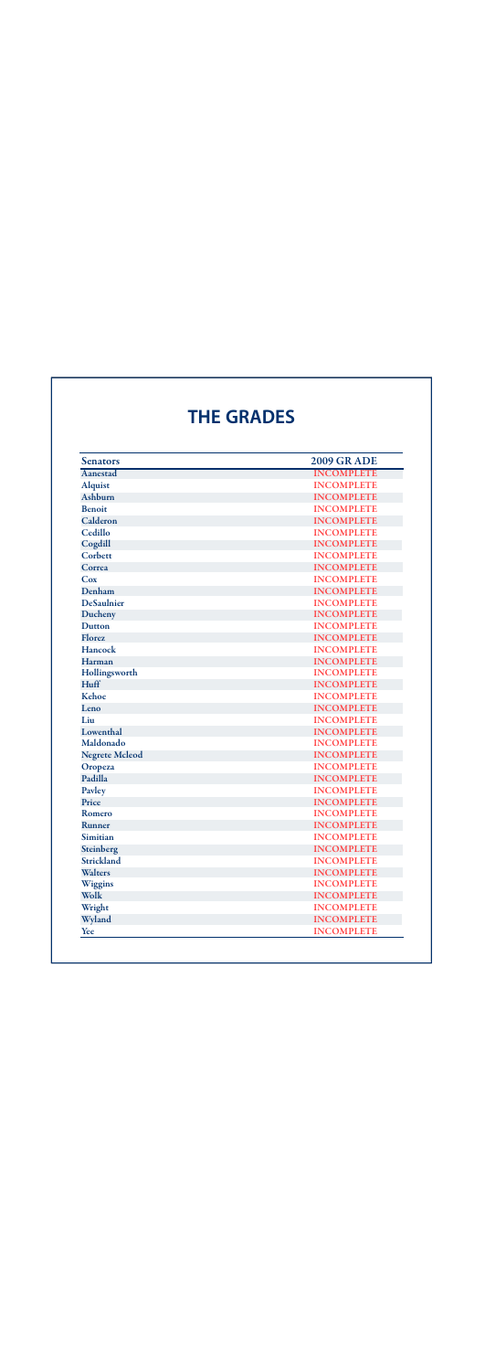## THE GRADES

| Senators | 2009 GR ADE |
|---|---|
| Aanestad | INCOMPLETE |
| Alquist | INCOMPLETE |
| Ashburn | INCOMPLETE |
| Benoit | INCOMPLETE |
| Calderon | INCOMPLETE |
| Cedillo | INCOMPLETE |
| Cogdill | INCOMPLETE |
| Corbett | INCOMPLETE |
| Correa | INCOMPLETE |
| Cox | INCOMPLETE |
| Denham | INCOMPLETE |
| DeSaulnier | INCOMPLETE |
| Ducheny | INCOMPLETE |
| Dutton | INCOMPLETE |
| Florez | INCOMPLETE |
| Hancock | INCOMPLETE |
| Harman | INCOMPLETE |
| Hollingsworth | INCOMPLETE |
| Huff | INCOMPLETE |
| Kehoe | INCOMPLETE |
| Leno | INCOMPLETE |
| Liu | INCOMPLETE |
| Lowenthal | INCOMPLETE |
| Maldonado | INCOMPLETE |
| Negrete Mcleod | INCOMPLETE |
| Oropeza | INCOMPLETE |
| Padilla | INCOMPLETE |
| Pavley | INCOMPLETE |
| Price | INCOMPLETE |
| Romero | INCOMPLETE |
| Runner | INCOMPLETE |
| Simitian | INCOMPLETE |
| Steinberg | INCOMPLETE |
| Strickland | INCOMPLETE |
| Walters | INCOMPLETE |
| Wiggins | INCOMPLETE |
| Wolk | INCOMPLETE |
| Wright | INCOMPLETE |
| Wyland | INCOMPLETE |
| Yee | INCOMPLETE |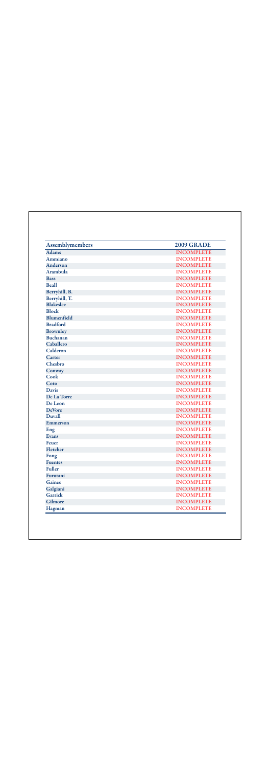| Assemblymembers | 2009 GRADE |
| --- | --- |
| Adams | INCOMPLETE |
| Ammiano | INCOMPLETE |
| Anderson | INCOMPLETE |
| Arambula | INCOMPLETE |
| Bass | INCOMPLETE |
| Beall | INCOMPLETE |
| Berryhill, B. | INCOMPLETE |
| Berryhill, T. | INCOMPLETE |
| Blakeslee | INCOMPLETE |
| Block | INCOMPLETE |
| Blumenfield | INCOMPLETE |
| Bradford | INCOMPLETE |
| Brownley | INCOMPLETE |
| Buchanan | INCOMPLETE |
| Caballero | INCOMPLETE |
| Calderon | INCOMPLETE |
| Carter | INCOMPLETE |
| Chesbro | INCOMPLETE |
| Conway | INCOMPLETE |
| Cook | INCOMPLETE |
| Coto | INCOMPLETE |
| Davis | INCOMPLETE |
| De La Torre | INCOMPLETE |
| De Leon | INCOMPLETE |
| DeVore | INCOMPLETE |
| Duvall | INCOMPLETE |
| Emmerson | INCOMPLETE |
| Eng | INCOMPLETE |
| Evans | INCOMPLETE |
| Feuer | INCOMPLETE |
| Fletcher | INCOMPLETE |
| Fong | INCOMPLETE |
| Fuentes | INCOMPLETE |
| Fuller | INCOMPLETE |
| Furutani | INCOMPLETE |
| Gaines | INCOMPLETE |
| Galgiani | INCOMPLETE |
| Garrick | INCOMPLETE |
| Gilmore | INCOMPLETE |
| Hagman | INCOMPLETE |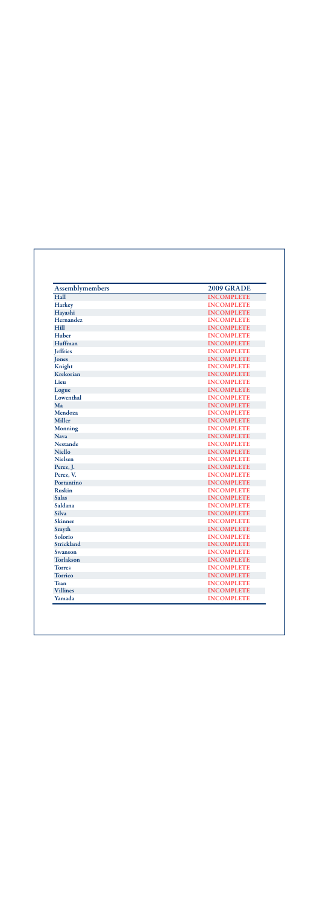| Assemblymembers | 2009 GRADE |
| --- | --- |
| Hall | INCOMPLETE |
| Harkey | INCOMPLETE |
| Hayashi | INCOMPLETE |
| Hernandez | INCOMPLETE |
| Hill | INCOMPLETE |
| Huber | INCOMPLETE |
| Huffman | INCOMPLETE |
| Jeffries | INCOMPLETE |
| Jones | INCOMPLETE |
| Knight | INCOMPLETE |
| Krekorian | INCOMPLETE |
| Lieu | INCOMPLETE |
| Logue | INCOMPLETE |
| Lowenthal | INCOMPLETE |
| Ma | INCOMPLETE |
| Mendoza | INCOMPLETE |
| Miller | INCOMPLETE |
| Monning | INCOMPLETE |
| Nava | INCOMPLETE |
| Nestande | INCOMPLETE |
| Niello | INCOMPLETE |
| Nielsen | INCOMPLETE |
| Perez, J. | INCOMPLETE |
| Perez, V. | INCOMPLETE |
| Portantino | INCOMPLETE |
| Ruskin | INCOMPLETE |
| Salas | INCOMPLETE |
| Saldana | INCOMPLETE |
| Silva | INCOMPLETE |
| Skinner | INCOMPLETE |
| Smyth | INCOMPLETE |
| Solorio | INCOMPLETE |
| Strickland | INCOMPLETE |
| Swanson | INCOMPLETE |
| Torlakson | INCOMPLETE |
| Torres | INCOMPLETE |
| Torrico | INCOMPLETE |
| Tran | INCOMPLETE |
| Villines | INCOMPLETE |
| Yamada | INCOMPLETE |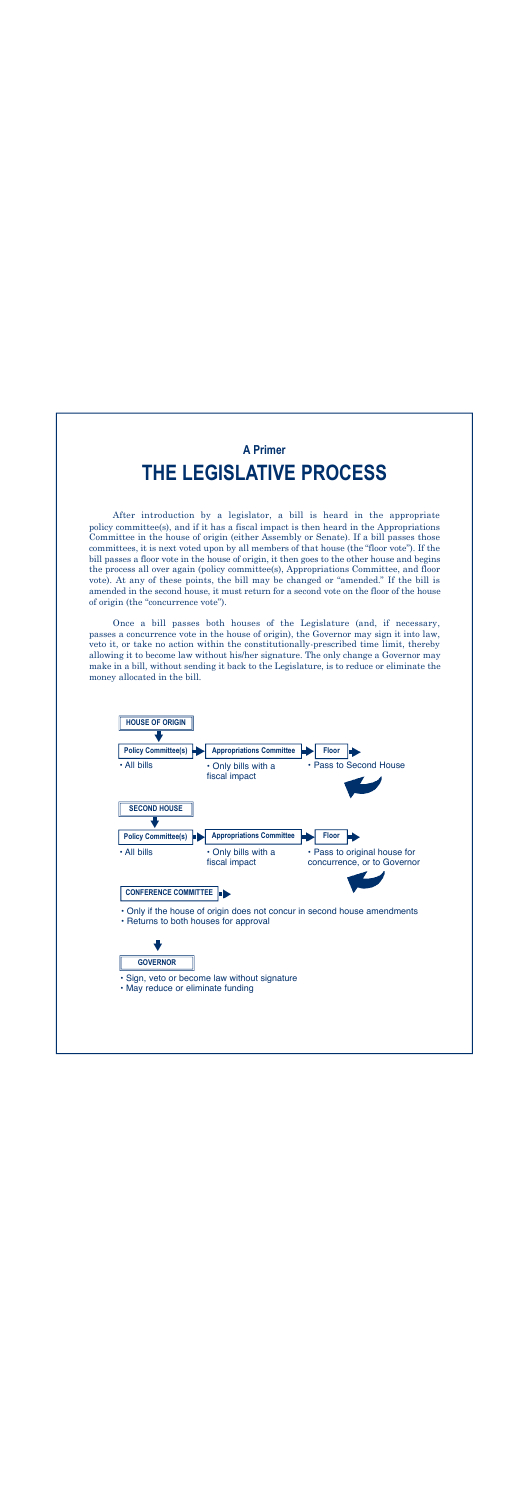### A Primer

# THE LEGISLATIVE PROCESS

After introduction by a legislator, a bill is heard in the appropriate policy committee(s), and if it has a fiscal impact is then heard in the Appropriations Committee in the house of origin (either Assembly or Senate). If a bill passes those committees, it is next voted upon by all members of that house (the "floor vote"). If the bill passes a floor vote in the house of origin, it then goes to the other house and begins the process all over again (policy committee(s), Appropriations Committee, and floor vote). At any of these points, the bill may be changed or "amended." If the bill is amended in the second house, it must return for a second vote on the floor of the house of origin (the "concurrence vote").

Once a bill passes both houses of the Legislature (and, if necessary, passes a concurrence vote in the house of origin), the Governor may sign it into law, veto it, or take no action within the constitutionally-prescribed time limit, thereby allowing it to become law without his/her signature. The only change a Governor may make in a bill, without sending it back to the Legislature, is to reduce or eliminate the money allocated in the bill.

**HOUSE OF ORIGIN**

**Policy Committee(s)** → **Appropriations Committee** → **Floor** →

- All bills
- Only bills with a fiscal impact
- Pass to Second House

**SECOND HOUSE**

**Policy Committee(s)** → **Appropriations Committee** → **Floor** →

- All bills
- Only bills with a fiscal impact
- Pass to original house for concurrence, or to Governor

**CONFERENCE COMMITTEE** →

- Only if the house of origin does not concur in second house amendments
- Returns to both houses for approval

**GOVERNOR**

- Sign, veto or become law without signature
- May reduce or eliminate funding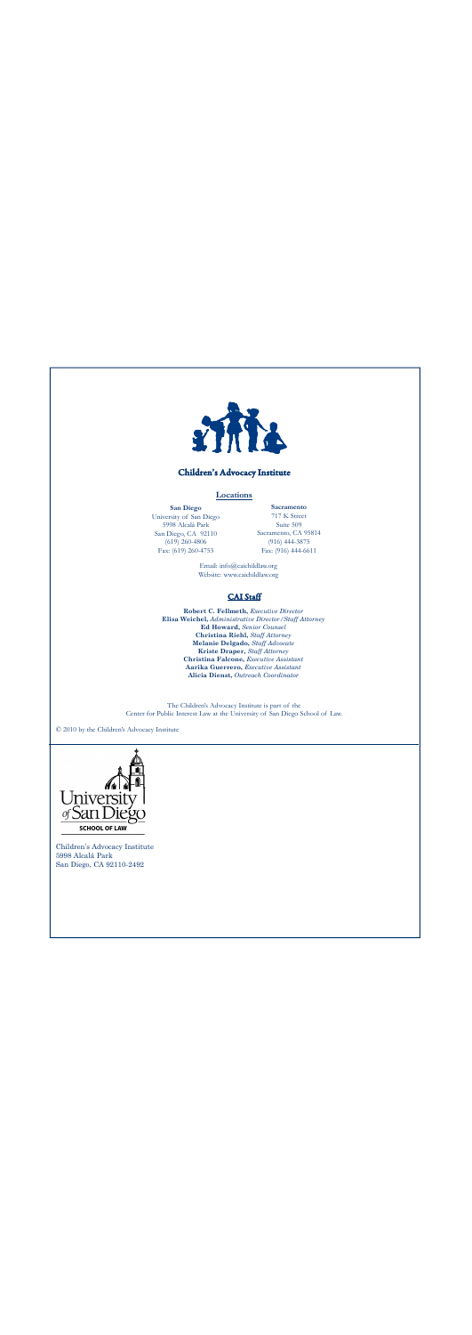## Children's Advocacy Institute

### Locations

**San Diego**
University of San Diego
5998 Alcalá Park
San Diego, CA 92110
(619) 260-4806
Fax: (619) 260-4753

**Sacramento**
717 K Street
Suite 509
Sacramento, CA 95814
(916) 444-3875
Fax: (916) 444-6611

Email: info@caichildlaw.org
Website: www.caichildlaw.org

### CAI Staff

**Robert C. Fellmeth,** *Executive Director*
**Elisa Weichel,** *Administrative Director/Staff Attorney*
**Ed Howard,** *Senior Counsel*
**Christina Riehl,** *Staff Attorney*
**Melanie Delgado,** *Staff Advocate*
**Kriste Draper,** *Staff Attorney*
**Christina Falcone,** *Executive Assistant*
**Aarika Guerrero,** *Executive Assistant*
**Alicia Dienst,** *Outreach Coordinator*

The Children's Advocacy Institute is part of the Center for Public Interest Law at the University of San Diego School of Law.

© 2010 by the Children's Advocacy Institute

University of San Diego
SCHOOL OF LAW

Children's Advocacy Institute
5998 Alcalá Park
San Diego, CA 92110-2492